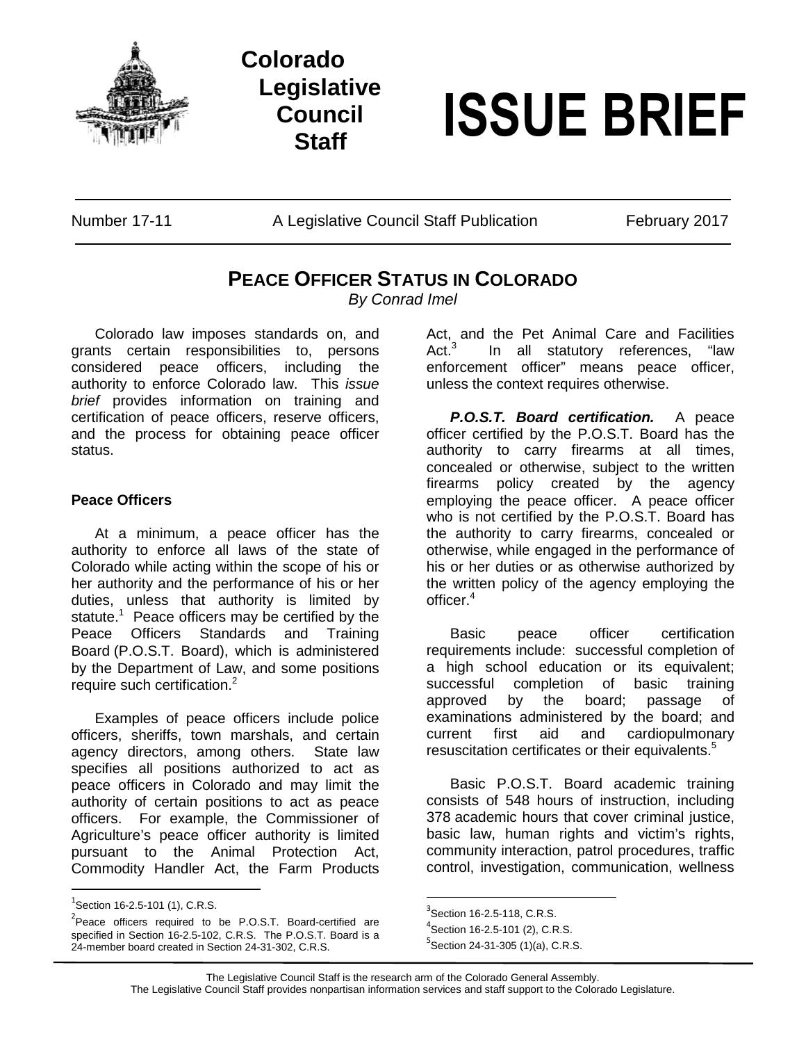**Colorado Legislative Council Staff**

# ISSUE BRIEF

Number 17-11 | A Legislative Council Staff Publication | February 2017

## PEACE OFFICER STATUS IN COLORADO

*By Conrad Imel*

Colorado law imposes standards on, and grants certain responsibilities to, persons considered peace officers, including the authority to enforce Colorado law. This *issue brief* provides information on training and certification of peace officers, reserve officers, and the process for obtaining peace officer status.

### Peace Officers

At a minimum, a peace officer has the authority to enforce all laws of the state of Colorado while acting within the scope of his or her authority and the performance of his or her duties, unless that authority is limited by statute.[1] Peace officers may be certified by the Peace Officers Standards and Training Board (P.O.S.T. Board), which is administered by the Department of Law, and some positions require such certification.[2]

Examples of peace officers include police officers, sheriffs, town marshals, and certain agency directors, among others. State law specifies all positions authorized to act as peace officers in Colorado and may limit the authority of certain positions to act as peace officers. For example, the Commissioner of Agriculture's peace officer authority is limited pursuant to the Animal Protection Act, Commodity Handler Act, the Farm Products Act, and the Pet Animal Care and Facilities Act.[3] In all statutory references, "law enforcement officer" means peace officer, unless the context requires otherwise.

***P.O.S.T. Board certification.*** A peace officer certified by the P.O.S.T. Board has the authority to carry firearms at all times, concealed or otherwise, subject to the written firearms policy created by the agency employing the peace officer. A peace officer who is not certified by the P.O.S.T. Board has the authority to carry firearms, concealed or otherwise, while engaged in the performance of his or her duties or as otherwise authorized by the written policy of the agency employing the officer.[4]

Basic peace officer certification requirements include: successful completion of a high school education or its equivalent; successful completion of basic training approved by the board; passage of examinations administered by the board; and current first aid and cardiopulmonary resuscitation certificates or their equivalents.[5]

Basic P.O.S.T. Board academic training consists of 548 hours of instruction, including 378 academic hours that cover criminal justice, basic law, human rights and victim's rights, community interaction, patrol procedures, traffic control, investigation, communication, wellness

---

[1] Section 16-2.5-101 (1), C.R.S.

[2] Peace officers required to be P.O.S.T. Board-certified are specified in Section 16-2.5-102, C.R.S. The P.O.S.T. Board is a 24-member board created in Section 24-31-302, C.R.S.

[3] Section 16-2.5-118, C.R.S.

[4] Section 16-2.5-101 (2), C.R.S.

[5] Section 24-31-305 (1)(a), C.R.S.

The Legislative Council Staff is the research arm of the Colorado General Assembly.
The Legislative Council Staff provides nonpartisan information services and staff support to the Colorado Legislature.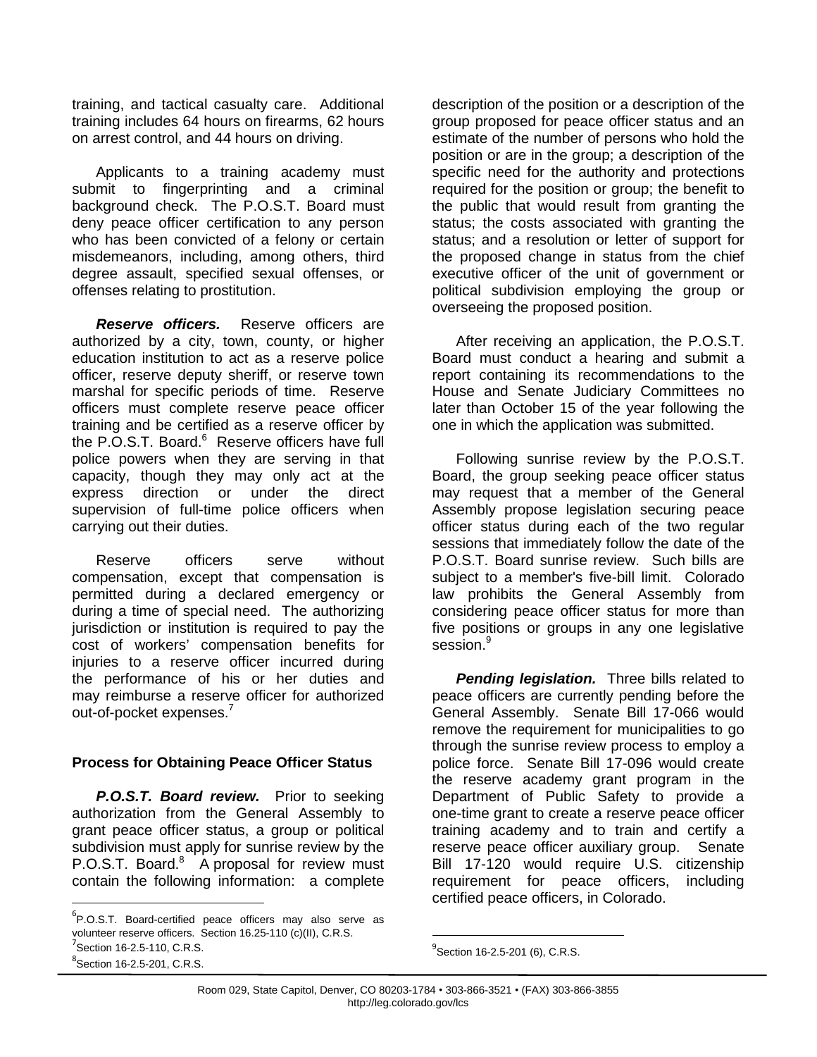training, and tactical casualty care. Additional training includes 64 hours on firearms, 62 hours on arrest control, and 44 hours on driving.

Applicants to a training academy must submit to fingerprinting and a criminal background check. The P.O.S.T. Board must deny peace officer certification to any person who has been convicted of a felony or certain misdemeanors, including, among others, third degree assault, specified sexual offenses, or offenses relating to prostitution.

***Reserve officers.*** Reserve officers are authorized by a city, town, county, or higher education institution to act as a reserve police officer, reserve deputy sheriff, or reserve town marshal for specific periods of time. Reserve officers must complete reserve peace officer training and be certified as a reserve officer by the P.O.S.T. Board.[6] Reserve officers have full police powers when they are serving in that capacity, though they may only act at the express direction or under the direct supervision of full-time police officers when carrying out their duties.

Reserve officers serve without compensation, except that compensation is permitted during a declared emergency or during a time of special need. The authorizing jurisdiction or institution is required to pay the cost of workers' compensation benefits for injuries to a reserve officer incurred during the performance of his or her duties and may reimburse a reserve officer for authorized out-of-pocket expenses.[7]

### Process for Obtaining Peace Officer Status

***P.O.S.T. Board review.*** Prior to seeking authorization from the General Assembly to grant peace officer status, a group or political subdivision must apply for sunrise review by the P.O.S.T. Board.[8] A proposal for review must contain the following information: a complete description of the position or a description of the group proposed for peace officer status and an estimate of the number of persons who hold the position or are in the group; a description of the specific need for the authority and protections required for the position or group; the benefit to the public that would result from granting the status; the costs associated with granting the status; and a resolution or letter of support for the proposed change in status from the chief executive officer of the unit of government or political subdivision employing the group or overseeing the proposed position.

After receiving an application, the P.O.S.T. Board must conduct a hearing and submit a report containing its recommendations to the House and Senate Judiciary Committees no later than October 15 of the year following the one in which the application was submitted.

Following sunrise review by the P.O.S.T. Board, the group seeking peace officer status may request that a member of the General Assembly propose legislation securing peace officer status during each of the two regular sessions that immediately follow the date of the P.O.S.T. Board sunrise review. Such bills are subject to a member's five-bill limit. Colorado law prohibits the General Assembly from considering peace officer status for more than five positions or groups in any one legislative session.[9]

***Pending legislation.*** Three bills related to peace officers are currently pending before the General Assembly. Senate Bill 17-066 would remove the requirement for municipalities to go through the sunrise review process to employ a police force. Senate Bill 17-096 would create the reserve academy grant program in the Department of Public Safety to provide a one-time grant to create a reserve peace officer training academy and to train and certify a reserve peace officer auxiliary group. Senate Bill 17-120 would require U.S. citizenship requirement for peace officers, including certified peace officers, in Colorado.

---

[6] P.O.S.T. Board-certified peace officers may also serve as volunteer reserve officers. Section 16.25-110 (c)(II), C.R.S.

[7] Section 16-2.5-110, C.R.S.

[8] Section 16-2.5-201, C.R.S.

[9] Section 16-2.5-201 (6), C.R.S.

Room 029, State Capitol, Denver, CO 80203-1784 • 303-866-3521 • (FAX) 303-866-3855
http://leg.colorado.gov/lcs